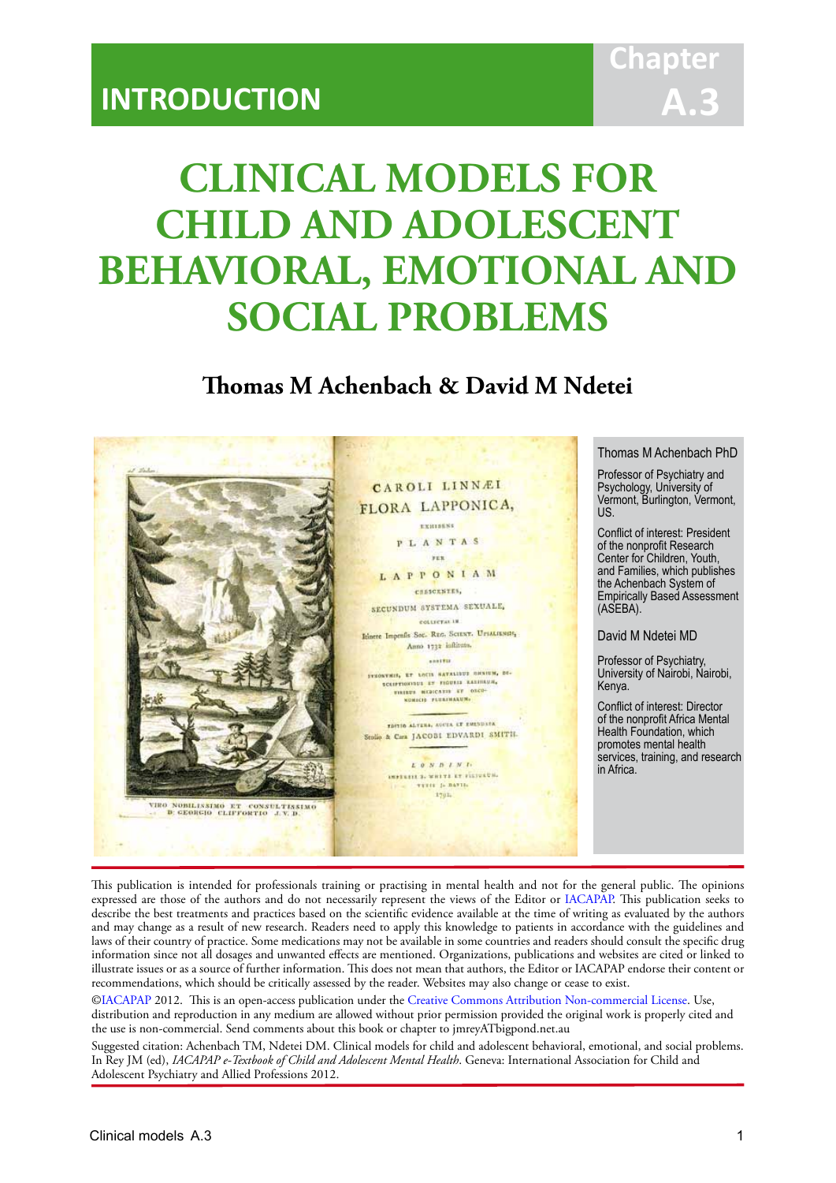INTRODUCTION

Chapter A.3

# CLINICAL MODELS FOR CHILD AND ADOLESCENT BEHAVIORAL, EMOTIONAL AND SOCIAL PROBLEMS

## Thomas M Achenbach & David M Ndetei

Thomas M Achenbach PhD

Professor of Psychiatry and Psychology, University of Vermont, Burlington, Vermont, US.

Conflict of interest: President of the nonprofit Research Center for Children, Youth, and Families, which publishes the Achenbach System of Empirically Based Assessment (ASEBA).

David M Ndetei MD

Professor of Psychiatry, University of Nairobi, Nairobi, Kenya.

Conflict of interest: Director of the nonprofit Africa Mental Health Foundation, which promotes mental health services, training, and research in Africa.

This publication is intended for professionals training or practising in mental health and not for the general public. The opinions expressed are those of the authors and do not necessarily represent the views of the Editor or IACAPAP. This publication seeks to describe the best treatments and practices based on the scientific evidence available at the time of writing as evaluated by the authors and may change as a result of new research. Readers need to apply this knowledge to patients in accordance with the guidelines and laws of their country of practice. Some medications may not be available in some countries and readers should consult the specific drug information since not all dosages and unwanted effects are mentioned. Organizations, publications and websites are cited or linked to illustrate issues or as a source of further information. This does not mean that authors, the Editor or IACAPAP endorse their content or recommendations, which should be critically assessed by the reader. Websites may also change or cease to exist.

©IACAPAP 2012. This is an open-access publication under the Creative Commons Attribution Non-commercial License. Use, distribution and reproduction in any medium are allowed without prior permission provided the original work is properly cited and the use is non-commercial. Send comments about this book or chapter to jmreyATbigpond.net.au

Suggested citation: Achenbach TM, Ndetei DM. Clinical models for child and adolescent behavioral, emotional, and social problems. In Rey JM (ed), *IACAPAP e-Textbook of Child and Adolescent Mental Health*. Geneva: International Association for Child and Adolescent Psychiatry and Allied Professions 2012.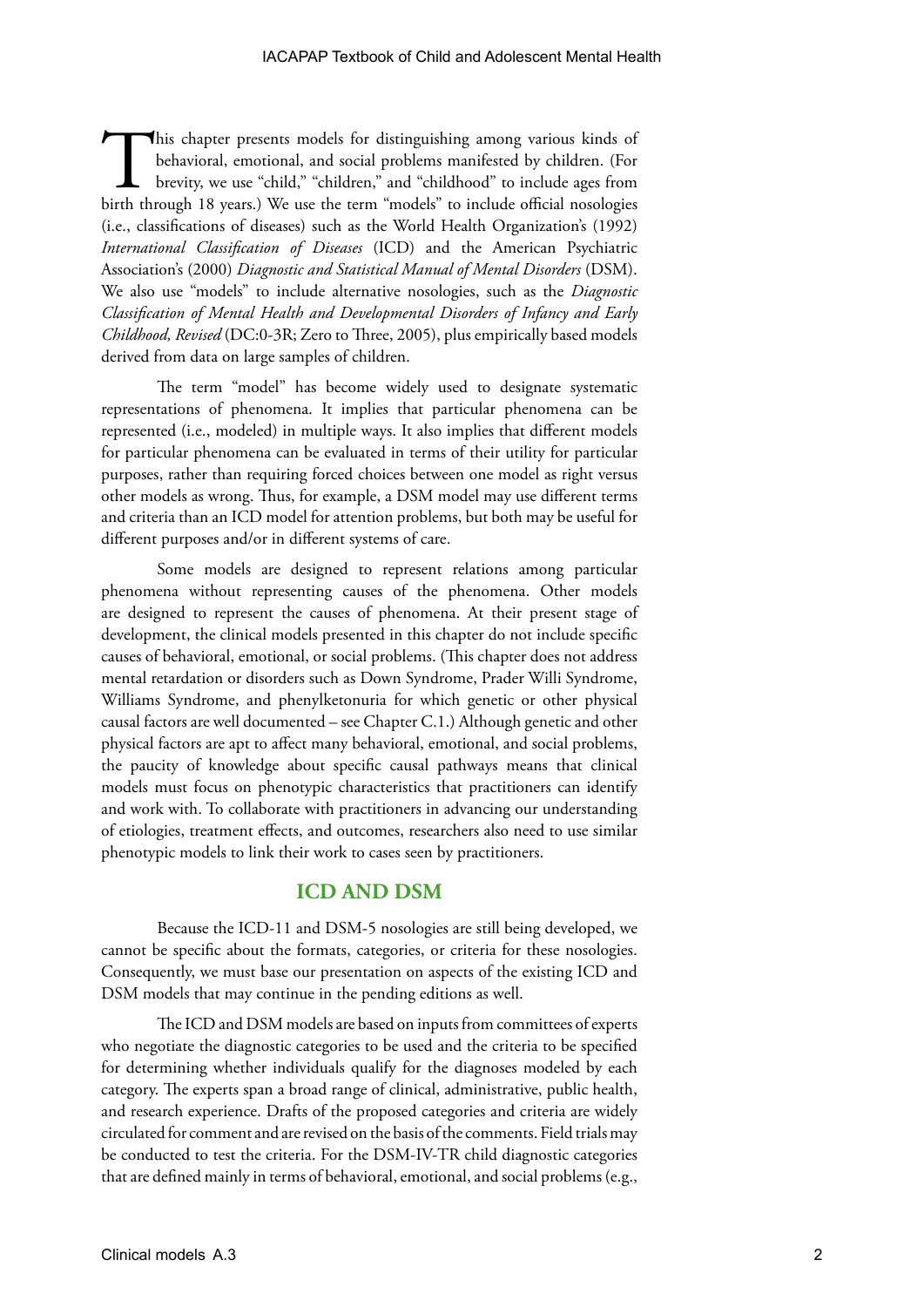This chapter presents models for distinguishing among various kinds of behavioral, emotional, and social problems manifested by children. (For brevity, we use "child," "children," and "childhood" to include ages from birth through 18 years.) We use the term "models" to include official nosologies (i.e., classifications of diseases) such as the World Health Organization's (1992) *International Classification of Diseases* (ICD) and the American Psychiatric Association's (2000) *Diagnostic and Statistical Manual of Mental Disorders* (DSM). We also use "models" to include alternative nosologies, such as the *Diagnostic Classification of Mental Health and Developmental Disorders of Infancy and Early Childhood, Revised* (DC:0-3R; Zero to Three, 2005), plus empirically based models derived from data on large samples of children.

The term "model" has become widely used to designate systematic representations of phenomena. It implies that particular phenomena can be represented (i.e., modeled) in multiple ways. It also implies that different models for particular phenomena can be evaluated in terms of their utility for particular purposes, rather than requiring forced choices between one model as right versus other models as wrong. Thus, for example, a DSM model may use different terms and criteria than an ICD model for attention problems, but both may be useful for different purposes and/or in different systems of care.

Some models are designed to represent relations among particular phenomena without representing causes of the phenomena. Other models are designed to represent the causes of phenomena. At their present stage of development, the clinical models presented in this chapter do not include specific causes of behavioral, emotional, or social problems. (This chapter does not address mental retardation or disorders such as Down Syndrome, Prader Willi Syndrome, Williams Syndrome, and phenylketonuria for which genetic or other physical causal factors are well documented – see Chapter C.1.) Although genetic and other physical factors are apt to affect many behavioral, emotional, and social problems, the paucity of knowledge about specific causal pathways means that clinical models must focus on phenotypic characteristics that practitioners can identify and work with. To collaborate with practitioners in advancing our understanding of etiologies, treatment effects, and outcomes, researchers also need to use similar phenotypic models to link their work to cases seen by practitioners.

## ICD AND DSM

Because the ICD-11 and DSM-5 nosologies are still being developed, we cannot be specific about the formats, categories, or criteria for these nosologies. Consequently, we must base our presentation on aspects of the existing ICD and DSM models that may continue in the pending editions as well.

The ICD and DSM models are based on inputs from committees of experts who negotiate the diagnostic categories to be used and the criteria to be specified for determining whether individuals qualify for the diagnoses modeled by each category. The experts span a broad range of clinical, administrative, public health, and research experience. Drafts of the proposed categories and criteria are widely circulated for comment and are revised on the basis of the comments. Field trials may be conducted to test the criteria. For the DSM-IV-TR child diagnostic categories that are defined mainly in terms of behavioral, emotional, and social problems (e.g.,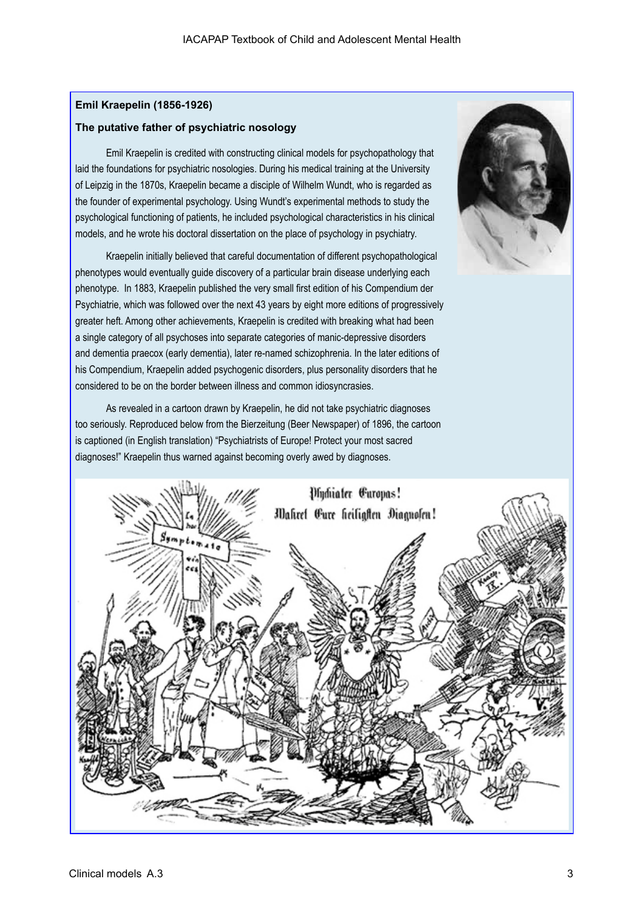**Emil Kraepelin (1856-1926)**

**The putative father of psychiatric nosology**

Emil Kraepelin is credited with constructing clinical models for psychopathology that laid the foundations for psychiatric nosologies. During his medical training at the University of Leipzig in the 1870s, Kraepelin became a disciple of Wilhelm Wundt, who is regarded as the founder of experimental psychology. Using Wundt's experimental methods to study the psychological functioning of patients, he included psychological characteristics in his clinical models, and he wrote his doctoral dissertation on the place of psychology in psychiatry.

Kraepelin initially believed that careful documentation of different psychopathological phenotypes would eventually guide discovery of a particular brain disease underlying each phenotype. In 1883, Kraepelin published the very small first edition of his Compendium der Psychiatrie, which was followed over the next 43 years by eight more editions of progressively greater heft. Among other achievements, Kraepelin is credited with breaking what had been a single category of all psychoses into separate categories of manic-depressive disorders and dementia praecox (early dementia), later re-named schizophrenia. In the later editions of his Compendium, Kraepelin added psychogenic disorders, plus personality disorders that he considered to be on the border between illness and common idiosyncrasies.

As revealed in a cartoon drawn by Kraepelin, he did not take psychiatric diagnoses too seriously. Reproduced below from the Bierzeitung (Beer Newspaper) of 1896, the cartoon is captioned (in English translation) "Psychiatrists of Europe! Protect your most sacred diagnoses!" Kraepelin thus warned against becoming overly awed by diagnoses.

Psychiater Europas!
Wahret Eure heiligsten Diagnosen!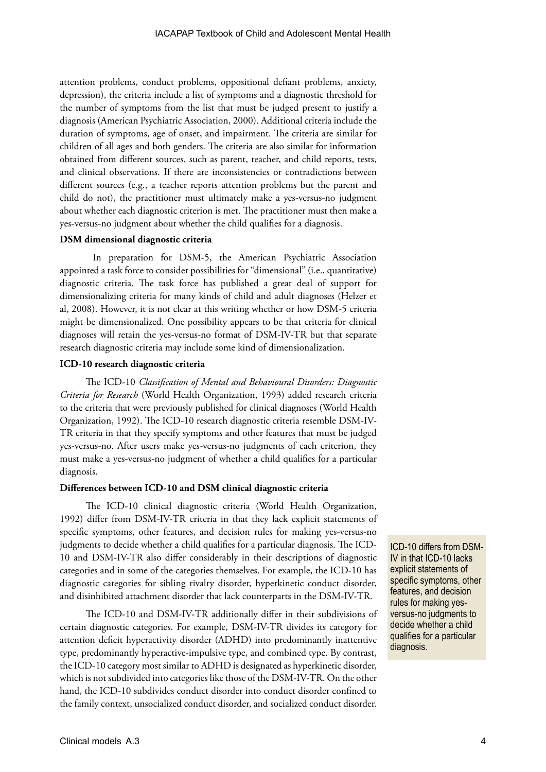attention problems, conduct problems, oppositional defiant problems, anxiety, depression), the criteria include a list of symptoms and a diagnostic threshold for the number of symptoms from the list that must be judged present to justify a diagnosis (American Psychiatric Association, 2000). Additional criteria include the duration of symptoms, age of onset, and impairment. The criteria are similar for children of all ages and both genders. The criteria are also similar for information obtained from different sources, such as parent, teacher, and child reports, tests, and clinical observations. If there are inconsistencies or contradictions between different sources (e.g., a teacher reports attention problems but the parent and child do not), the practitioner must ultimately make a yes-versus-no judgment about whether each diagnostic criterion is met. The practitioner must then make a yes-versus-no judgment about whether the child qualifies for a diagnosis.

**DSM dimensional diagnostic criteria**

In preparation for DSM-5, the American Psychiatric Association appointed a task force to consider possibilities for "dimensional" (i.e., quantitative) diagnostic criteria. The task force has published a great deal of support for dimensionalizing criteria for many kinds of child and adult diagnoses (Helzer et al, 2008). However, it is not clear at this writing whether or how DSM-5 criteria might be dimensionalized. One possibility appears to be that criteria for clinical diagnoses will retain the yes-versus-no format of DSM-IV-TR but that separate research diagnostic criteria may include some kind of dimensionalization.

**ICD-10 research diagnostic criteria**

The ICD-10 *Classification of Mental and Behavioural Disorders: Diagnostic Criteria for Research* (World Health Organization, 1993) added research criteria to the criteria that were previously published for clinical diagnoses (World Health Organization, 1992). The ICD-10 research diagnostic criteria resemble DSM-IV-TR criteria in that they specify symptoms and other features that must be judged yes-versus-no. After users make yes-versus-no judgments of each criterion, they must make a yes-versus-no judgment of whether a child qualifies for a particular diagnosis.

**Differences between ICD-10 and DSM clinical diagnostic criteria**

The ICD-10 clinical diagnostic criteria (World Health Organization, 1992) differ from DSM-IV-TR criteria in that they lack explicit statements of specific symptoms, other features, and decision rules for making yes-versus-no judgments to decide whether a child qualifies for a particular diagnosis. The ICD-10 and DSM-IV-TR also differ considerably in their descriptions of diagnostic categories and in some of the categories themselves. For example, the ICD-10 has diagnostic categories for sibling rivalry disorder, hyperkinetic conduct disorder, and disinhibited attachment disorder that lack counterparts in the DSM-IV-TR.

> ICD-10 differs from DSM-IV in that ICD-10 lacks explicit statements of specific symptoms, other features, and decision rules for making yes-versus-no judgments to decide whether a child qualifies for a particular diagnosis.

The ICD-10 and DSM-IV-TR additionally differ in their subdivisions of certain diagnostic categories. For example, DSM-IV-TR divides its category for attention deficit hyperactivity disorder (ADHD) into predominantly inattentive type, predominantly hyperactive-impulsive type, and combined type. By contrast, the ICD-10 category most similar to ADHD is designated as hyperkinetic disorder, which is not subdivided into categories like those of the DSM-IV-TR. On the other hand, the ICD-10 subdivides conduct disorder into conduct disorder confined to the family context, unsocialized conduct disorder, and socialized conduct disorder.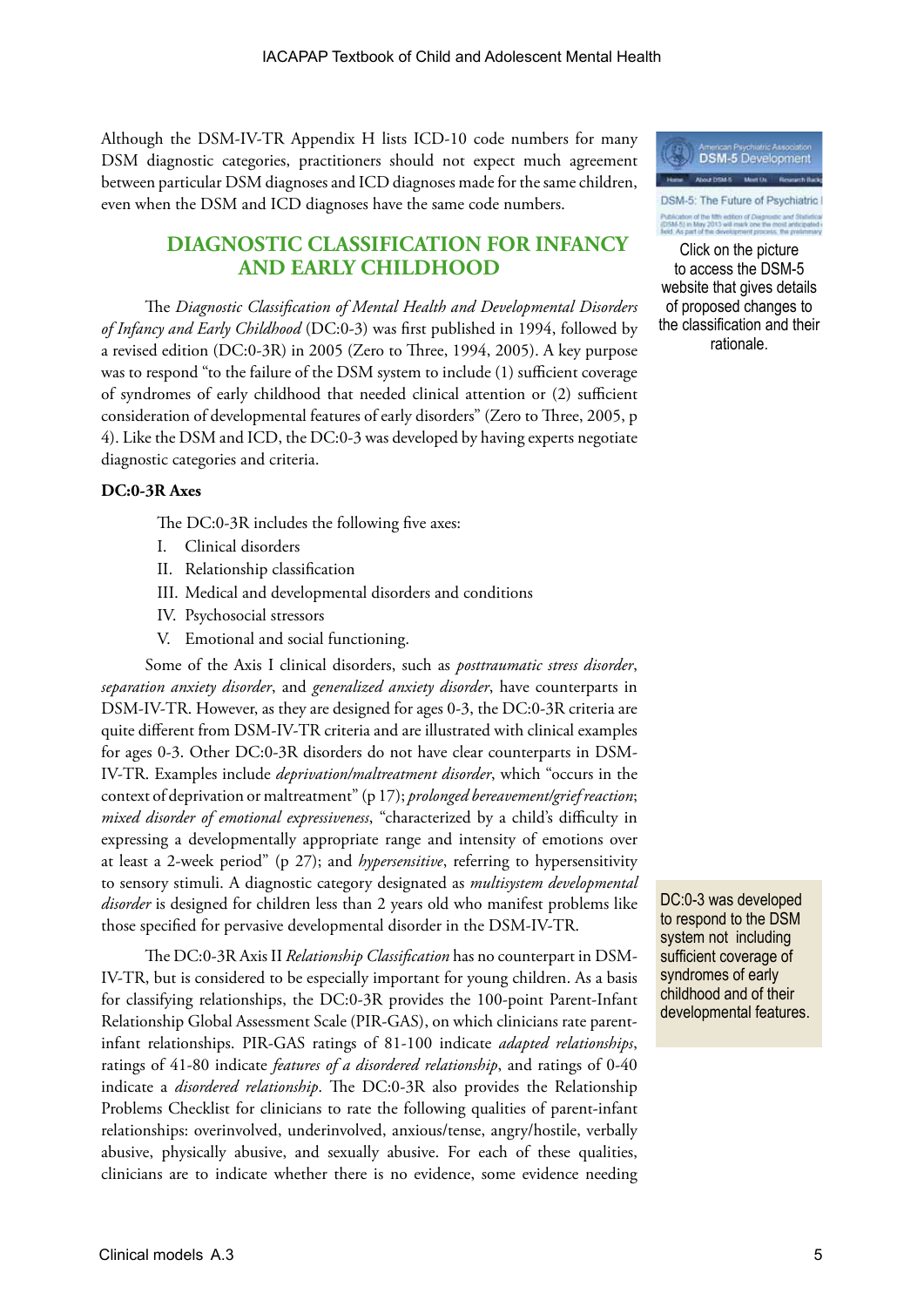Although the DSM-IV-TR Appendix H lists ICD-10 code numbers for many DSM diagnostic categories, practitioners should not expect much agreement between particular DSM diagnoses and ICD diagnoses made for the same children, even when the DSM and ICD diagnoses have the same code numbers.

Click on the picture to access the DSM-5 website that gives details of proposed changes to the classification and their rationale.

## DIAGNOSTIC CLASSIFICATION FOR INFANCY AND EARLY CHILDHOOD

The *Diagnostic Classification of Mental Health and Developmental Disorders of Infancy and Early Childhood* (DC:0-3) was first published in 1994, followed by a revised edition (DC:0-3R) in 2005 (Zero to Three, 1994, 2005). A key purpose was to respond "to the failure of the DSM system to include (1) sufficient coverage of syndromes of early childhood that needed clinical attention or (2) sufficient consideration of developmental features of early disorders" (Zero to Three, 2005, p 4). Like the DSM and ICD, the DC:0-3 was developed by having experts negotiate diagnostic categories and criteria.

### DC:0-3R Axes

The DC:0-3R includes the following five axes:

I. Clinical disorders
II. Relationship classification
III. Medical and developmental disorders and conditions
IV. Psychosocial stressors
V. Emotional and social functioning.

Some of the Axis I clinical disorders, such as *posttraumatic stress disorder*, *separation anxiety disorder*, and *generalized anxiety disorder*, have counterparts in DSM-IV-TR. However, as they are designed for ages 0-3, the DC:0-3R criteria are quite different from DSM-IV-TR criteria and are illustrated with clinical examples for ages 0-3. Other DC:0-3R disorders do not have clear counterparts in DSM-IV-TR. Examples include *deprivation/maltreatment disorder*, which "occurs in the context of deprivation or maltreatment" (p 17); *prolonged bereavement/grief reaction*; *mixed disorder of emotional expressiveness*, "characterized by a child's difficulty in expressing a developmentally appropriate range and intensity of emotions over at least a 2-week period" (p 27); and *hypersensitive*, referring to hypersensitivity to sensory stimuli. A diagnostic category designated as *multisystem developmental disorder* is designed for children less than 2 years old who manifest problems like those specified for pervasive developmental disorder in the DSM-IV-TR.

DC:0-3 was developed to respond to the DSM system not including sufficient coverage of syndromes of early childhood and of their developmental features.

The DC:0-3R Axis II *Relationship Classification* has no counterpart in DSM-IV-TR, but is considered to be especially important for young children. As a basis for classifying relationships, the DC:0-3R provides the 100-point Parent-Infant Relationship Global Assessment Scale (PIR-GAS), on which clinicians rate parent-infant relationships. PIR-GAS ratings of 81-100 indicate *adapted relationships*, ratings of 41-80 indicate *features of a disordered relationship*, and ratings of 0-40 indicate a *disordered relationship*. The DC:0-3R also provides the Relationship Problems Checklist for clinicians to rate the following qualities of parent-infant relationships: overinvolved, underinvolved, anxious/tense, angry/hostile, verbally abusive, physically abusive, and sexually abusive. For each of these qualities, clinicians are to indicate whether there is no evidence, some evidence needing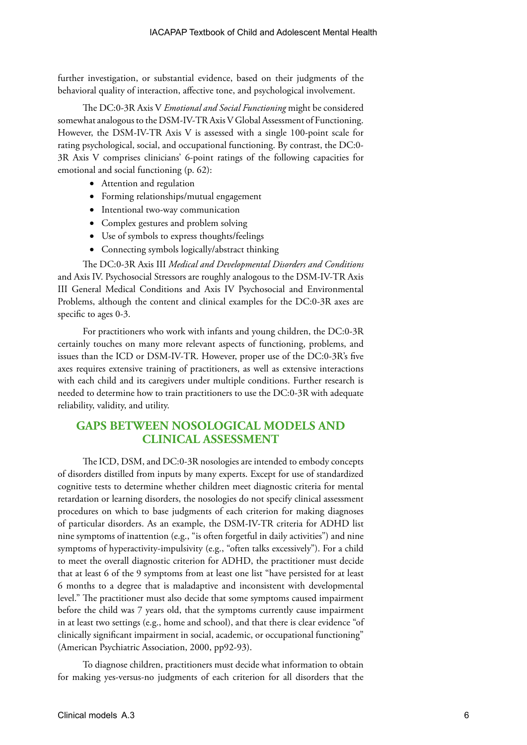further investigation, or substantial evidence, based on their judgments of the behavioral quality of interaction, affective tone, and psychological involvement.

The DC:0-3R Axis V *Emotional and Social Functioning* might be considered somewhat analogous to the DSM-IV-TR Axis V Global Assessment of Functioning. However, the DSM-IV-TR Axis V is assessed with a single 100-point scale for rating psychological, social, and occupational functioning. By contrast, the DC:0-3R Axis V comprises clinicians' 6-point ratings of the following capacities for emotional and social functioning (p. 62):

- Attention and regulation
- Forming relationships/mutual engagement
- Intentional two-way communication
- Complex gestures and problem solving
- Use of symbols to express thoughts/feelings
- Connecting symbols logically/abstract thinking

The DC:0-3R Axis III *Medical and Developmental Disorders and Conditions* and Axis IV. Psychosocial Stressors are roughly analogous to the DSM-IV-TR Axis III General Medical Conditions and Axis IV Psychosocial and Environmental Problems, although the content and clinical examples for the DC:0-3R axes are specific to ages 0-3.

For practitioners who work with infants and young children, the DC:0-3R certainly touches on many more relevant aspects of functioning, problems, and issues than the ICD or DSM-IV-TR. However, proper use of the DC:0-3R's five axes requires extensive training of practitioners, as well as extensive interactions with each child and its caregivers under multiple conditions. Further research is needed to determine how to train practitioners to use the DC:0-3R with adequate reliability, validity, and utility.

## GAPS BETWEEN NOSOLOGICAL MODELS AND CLINICAL ASSESSMENT

The ICD, DSM, and DC:0-3R nosologies are intended to embody concepts of disorders distilled from inputs by many experts. Except for use of standardized cognitive tests to determine whether children meet diagnostic criteria for mental retardation or learning disorders, the nosologies do not specify clinical assessment procedures on which to base judgments of each criterion for making diagnoses of particular disorders. As an example, the DSM-IV-TR criteria for ADHD list nine symptoms of inattention (e.g., "is often forgetful in daily activities") and nine symptoms of hyperactivity-impulsivity (e.g., "often talks excessively"). For a child to meet the overall diagnostic criterion for ADHD, the practitioner must decide that at least 6 of the 9 symptoms from at least one list "have persisted for at least 6 months to a degree that is maladaptive and inconsistent with developmental level." The practitioner must also decide that some symptoms caused impairment before the child was 7 years old, that the symptoms currently cause impairment in at least two settings (e.g., home and school), and that there is clear evidence "of clinically significant impairment in social, academic, or occupational functioning" (American Psychiatric Association, 2000, pp92-93).

To diagnose children, practitioners must decide what information to obtain for making yes-versus-no judgments of each criterion for all disorders that the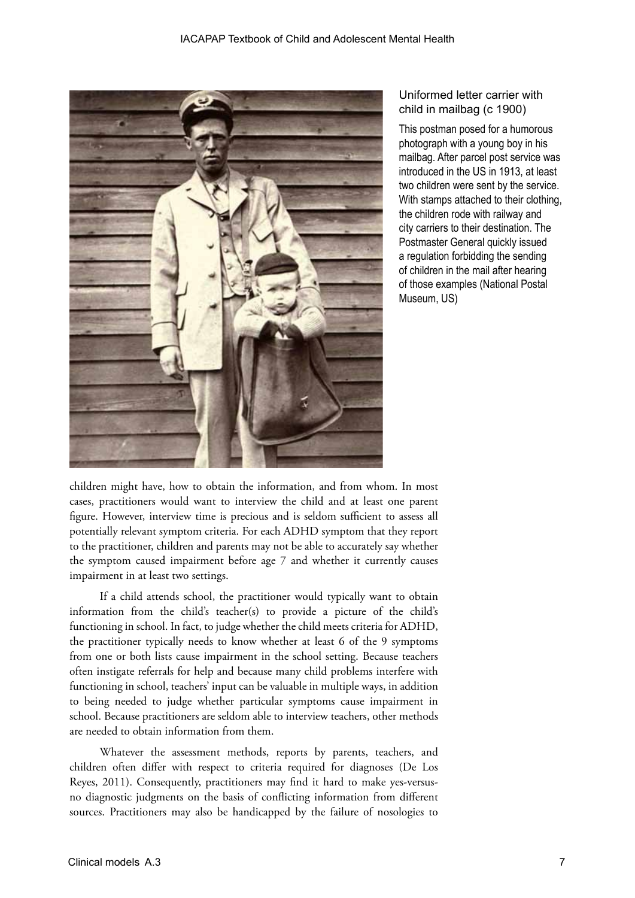Uniformed letter carrier with child in mailbag (c 1900)

This postman posed for a humorous photograph with a young boy in his mailbag. After parcel post service was introduced in the US in 1913, at least two children were sent by the service. With stamps attached to their clothing, the children rode with railway and city carriers to their destination. The Postmaster General quickly issued a regulation forbidding the sending of children in the mail after hearing of those examples (National Postal Museum, US)

children might have, how to obtain the information, and from whom. In most cases, practitioners would want to interview the child and at least one parent figure. However, interview time is precious and is seldom sufficient to assess all potentially relevant symptom criteria. For each ADHD symptom that they report to the practitioner, children and parents may not be able to accurately say whether the symptom caused impairment before age 7 and whether it currently causes impairment in at least two settings.

If a child attends school, the practitioner would typically want to obtain information from the child's teacher(s) to provide a picture of the child's functioning in school. In fact, to judge whether the child meets criteria for ADHD, the practitioner typically needs to know whether at least 6 of the 9 symptoms from one or both lists cause impairment in the school setting. Because teachers often instigate referrals for help and because many child problems interfere with functioning in school, teachers' input can be valuable in multiple ways, in addition to being needed to judge whether particular symptoms cause impairment in school. Because practitioners are seldom able to interview teachers, other methods are needed to obtain information from them.

Whatever the assessment methods, reports by parents, teachers, and children often differ with respect to criteria required for diagnoses (De Los Reyes, 2011). Consequently, practitioners may find it hard to make yes-versus-no diagnostic judgments on the basis of conflicting information from different sources. Practitioners may also be handicapped by the failure of nosologies to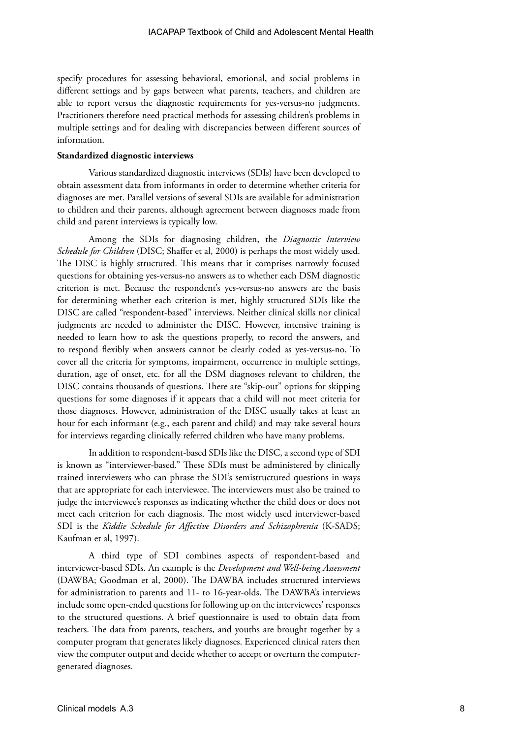specify procedures for assessing behavioral, emotional, and social problems in different settings and by gaps between what parents, teachers, and children are able to report versus the diagnostic requirements for yes-versus-no judgments. Practitioners therefore need practical methods for assessing children's problems in multiple settings and for dealing with discrepancies between different sources of information.

**Standardized diagnostic interviews**

Various standardized diagnostic interviews (SDIs) have been developed to obtain assessment data from informants in order to determine whether criteria for diagnoses are met. Parallel versions of several SDIs are available for administration to children and their parents, although agreement between diagnoses made from child and parent interviews is typically low.

Among the SDIs for diagnosing children, the *Diagnostic Interview Schedule for Children* (DISC; Shaffer et al, 2000) is perhaps the most widely used. The DISC is highly structured. This means that it comprises narrowly focused questions for obtaining yes-versus-no answers as to whether each DSM diagnostic criterion is met. Because the respondent's yes-versus-no answers are the basis for determining whether each criterion is met, highly structured SDIs like the DISC are called "respondent-based" interviews. Neither clinical skills nor clinical judgments are needed to administer the DISC. However, intensive training is needed to learn how to ask the questions properly, to record the answers, and to respond flexibly when answers cannot be clearly coded as yes-versus-no. To cover all the criteria for symptoms, impairment, occurrence in multiple settings, duration, age of onset, etc. for all the DSM diagnoses relevant to children, the DISC contains thousands of questions. There are "skip-out" options for skipping questions for some diagnoses if it appears that a child will not meet criteria for those diagnoses. However, administration of the DISC usually takes at least an hour for each informant (e.g., each parent and child) and may take several hours for interviews regarding clinically referred children who have many problems.

In addition to respondent-based SDIs like the DISC, a second type of SDI is known as "interviewer-based." These SDIs must be administered by clinically trained interviewers who can phrase the SDI's semistructured questions in ways that are appropriate for each interviewee. The interviewers must also be trained to judge the interviewee's responses as indicating whether the child does or does not meet each criterion for each diagnosis. The most widely used interviewer-based SDI is the *Kiddie Schedule for Affective Disorders and Schizophrenia* (K-SADS; Kaufman et al, 1997).

A third type of SDI combines aspects of respondent-based and interviewer-based SDIs. An example is the *Development and Well-being Assessment* (DAWBA; Goodman et al, 2000). The DAWBA includes structured interviews for administration to parents and 11- to 16-year-olds. The DAWBA's interviews include some open-ended questions for following up on the interviewees' responses to the structured questions. A brief questionnaire is used to obtain data from teachers. The data from parents, teachers, and youths are brought together by a computer program that generates likely diagnoses. Experienced clinical raters then view the computer output and decide whether to accept or overturn the computer-generated diagnoses.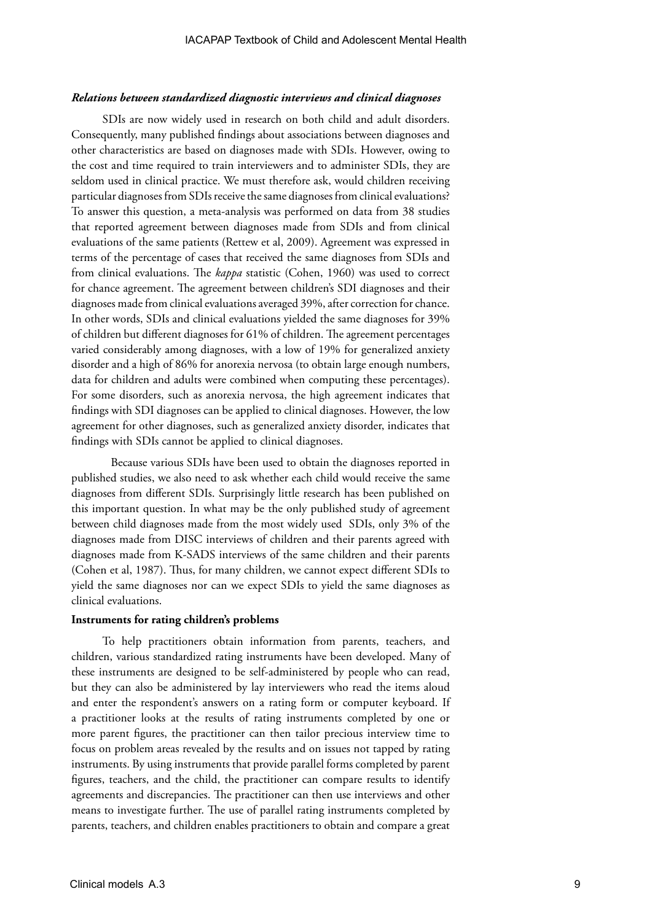### *Relations between standardized diagnostic interviews and clinical diagnoses*

SDIs are now widely used in research on both child and adult disorders. Consequently, many published findings about associations between diagnoses and other characteristics are based on diagnoses made with SDIs. However, owing to the cost and time required to train interviewers and to administer SDIs, they are seldom used in clinical practice. We must therefore ask, would children receiving particular diagnoses from SDIs receive the same diagnoses from clinical evaluations? To answer this question, a meta-analysis was performed on data from 38 studies that reported agreement between diagnoses made from SDIs and from clinical evaluations of the same patients (Rettew et al, 2009). Agreement was expressed in terms of the percentage of cases that received the same diagnoses from SDIs and from clinical evaluations. The *kappa* statistic (Cohen, 1960) was used to correct for chance agreement. The agreement between children's SDI diagnoses and their diagnoses made from clinical evaluations averaged 39%, after correction for chance. In other words, SDIs and clinical evaluations yielded the same diagnoses for 39% of children but different diagnoses for 61% of children. The agreement percentages varied considerably among diagnoses, with a low of 19% for generalized anxiety disorder and a high of 86% for anorexia nervosa (to obtain large enough numbers, data for children and adults were combined when computing these percentages). For some disorders, such as anorexia nervosa, the high agreement indicates that findings with SDI diagnoses can be applied to clinical diagnoses. However, the low agreement for other diagnoses, such as generalized anxiety disorder, indicates that findings with SDIs cannot be applied to clinical diagnoses.

Because various SDIs have been used to obtain the diagnoses reported in published studies, we also need to ask whether each child would receive the same diagnoses from different SDIs. Surprisingly little research has been published on this important question. In what may be the only published study of agreement between child diagnoses made from the most widely used SDIs, only 3% of the diagnoses made from DISC interviews of children and their parents agreed with diagnoses made from K-SADS interviews of the same children and their parents (Cohen et al, 1987). Thus, for many children, we cannot expect different SDIs to yield the same diagnoses nor can we expect SDIs to yield the same diagnoses as clinical evaluations.

### **Instruments for rating children's problems**

To help practitioners obtain information from parents, teachers, and children, various standardized rating instruments have been developed. Many of these instruments are designed to be self-administered by people who can read, but they can also be administered by lay interviewers who read the items aloud and enter the respondent's answers on a rating form or computer keyboard. If a practitioner looks at the results of rating instruments completed by one or more parent figures, the practitioner can then tailor precious interview time to focus on problem areas revealed by the results and on issues not tapped by rating instruments. By using instruments that provide parallel forms completed by parent figures, teachers, and the child, the practitioner can compare results to identify agreements and discrepancies. The practitioner can then use interviews and other means to investigate further. The use of parallel rating instruments completed by parents, teachers, and children enables practitioners to obtain and compare a great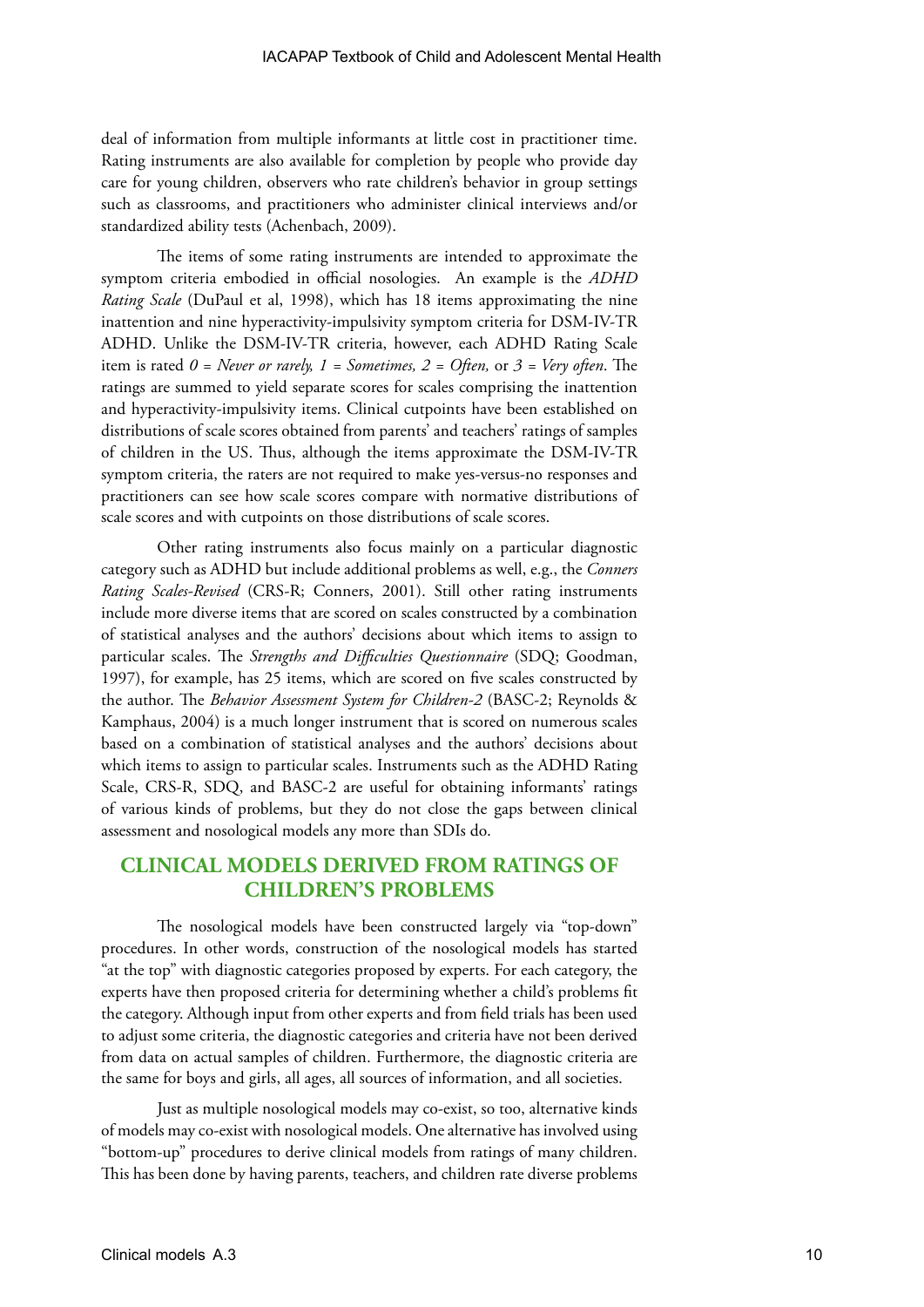deal of information from multiple informants at little cost in practitioner time. Rating instruments are also available for completion by people who provide day care for young children, observers who rate children's behavior in group settings such as classrooms, and practitioners who administer clinical interviews and/or standardized ability tests (Achenbach, 2009).

The items of some rating instruments are intended to approximate the symptom criteria embodied in official nosologies. An example is the *ADHD Rating Scale* (DuPaul et al, 1998), which has 18 items approximating the nine inattention and nine hyperactivity-impulsivity symptom criteria for DSM-IV-TR ADHD. Unlike the DSM-IV-TR criteria, however, each ADHD Rating Scale item is rated *0 = Never or rarely, 1 = Sometimes, 2 = Often,* or *3 = Very often*. The ratings are summed to yield separate scores for scales comprising the inattention and hyperactivity-impulsivity items. Clinical cutpoints have been established on distributions of scale scores obtained from parents' and teachers' ratings of samples of children in the US. Thus, although the items approximate the DSM-IV-TR symptom criteria, the raters are not required to make yes-versus-no responses and practitioners can see how scale scores compare with normative distributions of scale scores and with cutpoints on those distributions of scale scores.

Other rating instruments also focus mainly on a particular diagnostic category such as ADHD but include additional problems as well, e.g., the *Conners Rating Scales-Revised* (CRS-R; Conners, 2001). Still other rating instruments include more diverse items that are scored on scales constructed by a combination of statistical analyses and the authors' decisions about which items to assign to particular scales. The *Strengths and Difficulties Questionnaire* (SDQ; Goodman, 1997), for example, has 25 items, which are scored on five scales constructed by the author. The *Behavior Assessment System for Children-2* (BASC-2; Reynolds & Kamphaus, 2004) is a much longer instrument that is scored on numerous scales based on a combination of statistical analyses and the authors' decisions about which items to assign to particular scales. Instruments such as the ADHD Rating Scale, CRS-R, SDQ, and BASC-2 are useful for obtaining informants' ratings of various kinds of problems, but they do not close the gaps between clinical assessment and nosological models any more than SDIs do.

## CLINICAL MODELS DERIVED FROM RATINGS OF CHILDREN'S PROBLEMS

The nosological models have been constructed largely via "top-down" procedures. In other words, construction of the nosological models has started "at the top" with diagnostic categories proposed by experts. For each category, the experts have then proposed criteria for determining whether a child's problems fit the category. Although input from other experts and from field trials has been used to adjust some criteria, the diagnostic categories and criteria have not been derived from data on actual samples of children. Furthermore, the diagnostic criteria are the same for boys and girls, all ages, all sources of information, and all societies.

Just as multiple nosological models may co-exist, so too, alternative kinds of models may co-exist with nosological models. One alternative has involved using "bottom-up" procedures to derive clinical models from ratings of many children. This has been done by having parents, teachers, and children rate diverse problems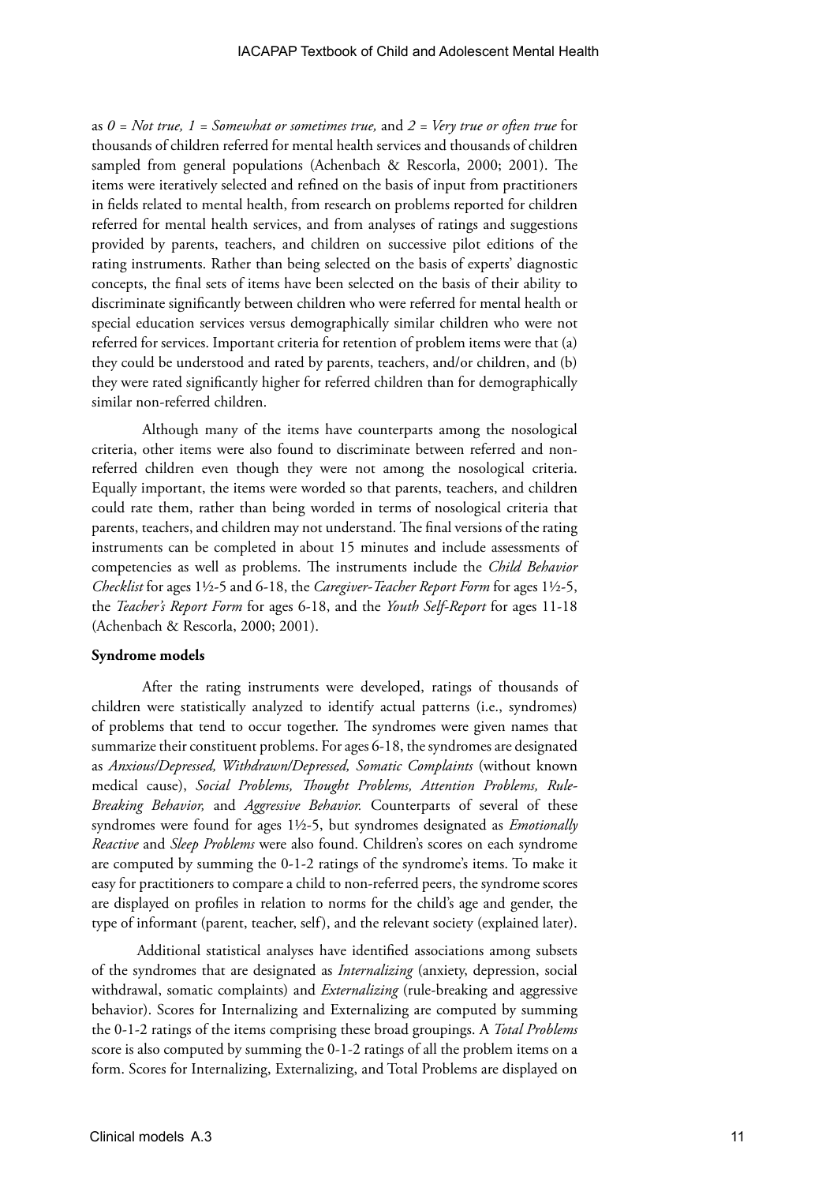as *0 = Not true, 1 = Somewhat or sometimes true,* and *2 = Very true or often true* for thousands of children referred for mental health services and thousands of children sampled from general populations (Achenbach & Rescorla, 2000; 2001). The items were iteratively selected and refined on the basis of input from practitioners in fields related to mental health, from research on problems reported for children referred for mental health services, and from analyses of ratings and suggestions provided by parents, teachers, and children on successive pilot editions of the rating instruments. Rather than being selected on the basis of experts' diagnostic concepts, the final sets of items have been selected on the basis of their ability to discriminate significantly between children who were referred for mental health or special education services versus demographically similar children who were not referred for services. Important criteria for retention of problem items were that (a) they could be understood and rated by parents, teachers, and/or children, and (b) they were rated significantly higher for referred children than for demographically similar non-referred children.

Although many of the items have counterparts among the nosological criteria, other items were also found to discriminate between referred and non-referred children even though they were not among the nosological criteria. Equally important, the items were worded so that parents, teachers, and children could rate them, rather than being worded in terms of nosological criteria that parents, teachers, and children may not understand. The final versions of the rating instruments can be completed in about 15 minutes and include assessments of competencies as well as problems. The instruments include the *Child Behavior Checklist* for ages 1½-5 and 6-18, the *Caregiver-Teacher Report Form* for ages 1½-5, the *Teacher's Report Form* for ages 6-18, and the *Youth Self-Report* for ages 11-18 (Achenbach & Rescorla, 2000; 2001).

**Syndrome models**

After the rating instruments were developed, ratings of thousands of children were statistically analyzed to identify actual patterns (i.e., syndromes) of problems that tend to occur together. The syndromes were given names that summarize their constituent problems. For ages 6-18, the syndromes are designated as *Anxious/Depressed, Withdrawn/Depressed, Somatic Complaints* (without known medical cause), *Social Problems, Thought Problems, Attention Problems, Rule-Breaking Behavior,* and *Aggressive Behavior.* Counterparts of several of these syndromes were found for ages 1½-5, but syndromes designated as *Emotionally Reactive* and *Sleep Problems* were also found. Children's scores on each syndrome are computed by summing the 0-1-2 ratings of the syndrome's items. To make it easy for practitioners to compare a child to non-referred peers, the syndrome scores are displayed on profiles in relation to norms for the child's age and gender, the type of informant (parent, teacher, self), and the relevant society (explained later).

Additional statistical analyses have identified associations among subsets of the syndromes that are designated as *Internalizing* (anxiety, depression, social withdrawal, somatic complaints) and *Externalizing* (rule-breaking and aggressive behavior). Scores for Internalizing and Externalizing are computed by summing the 0-1-2 ratings of the items comprising these broad groupings. A *Total Problems* score is also computed by summing the 0-1-2 ratings of all the problem items on a form. Scores for Internalizing, Externalizing, and Total Problems are displayed on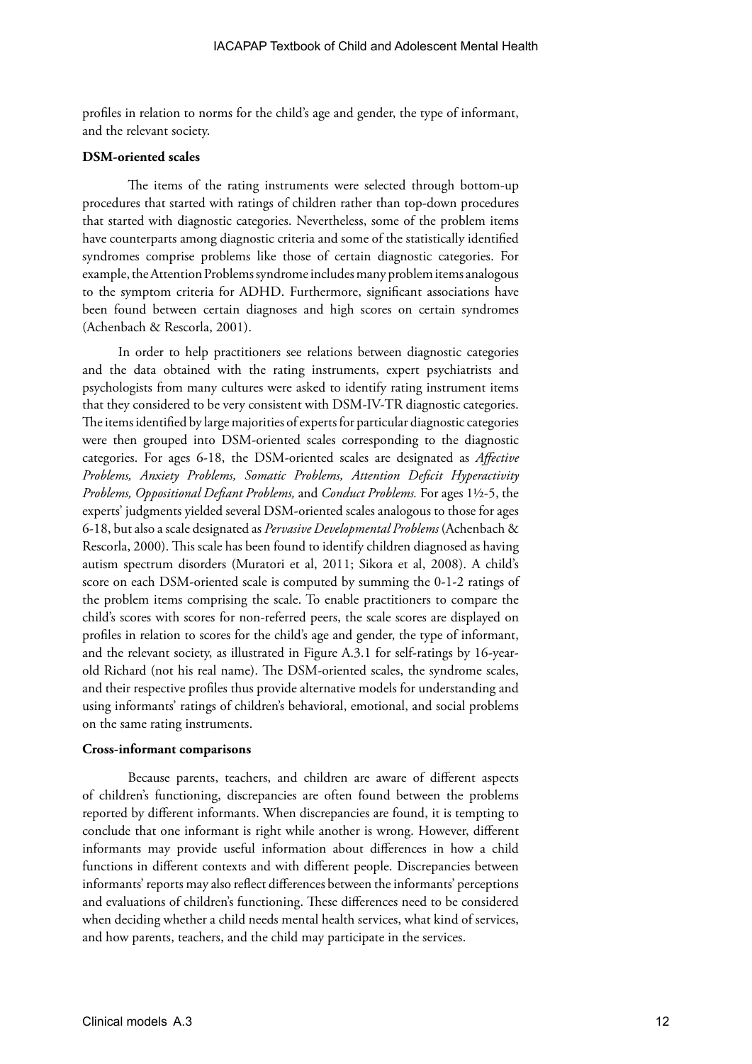profiles in relation to norms for the child's age and gender, the type of informant, and the relevant society.

**DSM-oriented scales**

The items of the rating instruments were selected through bottom-up procedures that started with ratings of children rather than top-down procedures that started with diagnostic categories. Nevertheless, some of the problem items have counterparts among diagnostic criteria and some of the statistically identified syndromes comprise problems like those of certain diagnostic categories. For example, the Attention Problems syndrome includes many problem items analogous to the symptom criteria for ADHD. Furthermore, significant associations have been found between certain diagnoses and high scores on certain syndromes (Achenbach & Rescorla, 2001).

In order to help practitioners see relations between diagnostic categories and the data obtained with the rating instruments, expert psychiatrists and psychologists from many cultures were asked to identify rating instrument items that they considered to be very consistent with DSM-IV-TR diagnostic categories. The items identified by large majorities of experts for particular diagnostic categories were then grouped into DSM-oriented scales corresponding to the diagnostic categories. For ages 6-18, the DSM-oriented scales are designated as *Affective Problems, Anxiety Problems, Somatic Problems, Attention Deficit Hyperactivity Problems, Oppositional Defiant Problems,* and *Conduct Problems.* For ages 1½-5, the experts' judgments yielded several DSM-oriented scales analogous to those for ages 6-18, but also a scale designated as *Pervasive Developmental Problems* (Achenbach & Rescorla, 2000). This scale has been found to identify children diagnosed as having autism spectrum disorders (Muratori et al, 2011; Sikora et al, 2008). A child's score on each DSM-oriented scale is computed by summing the 0-1-2 ratings of the problem items comprising the scale. To enable practitioners to compare the child's scores with scores for non-referred peers, the scale scores are displayed on profiles in relation to scores for the child's age and gender, the type of informant, and the relevant society, as illustrated in Figure A.3.1 for self-ratings by 16-year-old Richard (not his real name). The DSM-oriented scales, the syndrome scales, and their respective profiles thus provide alternative models for understanding and using informants' ratings of children's behavioral, emotional, and social problems on the same rating instruments.

**Cross-informant comparisons**

Because parents, teachers, and children are aware of different aspects of children's functioning, discrepancies are often found between the problems reported by different informants. When discrepancies are found, it is tempting to conclude that one informant is right while another is wrong. However, different informants may provide useful information about differences in how a child functions in different contexts and with different people. Discrepancies between informants' reports may also reflect differences between the informants' perceptions and evaluations of children's functioning. These differences need to be considered when deciding whether a child needs mental health services, what kind of services, and how parents, teachers, and the child may participate in the services.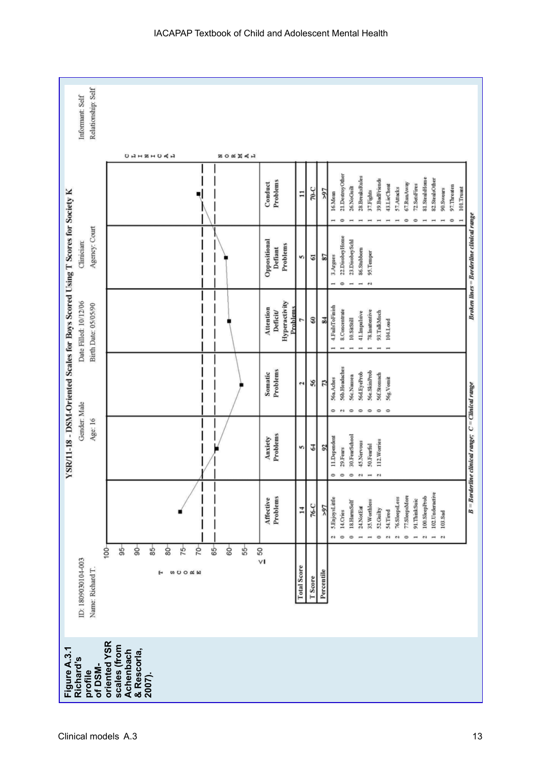**Figure A.3.1 Richard's profile of DSM-oriented YSR scales (from Achenbach & Rescorla, 2007).**

## YSR/11-18 - DSM-Oriented Scales for Boys Scored Using T Scores for Society K

ID: 1809030104-003 | Gender: Male | Date Filled: 10/12/06 | Clinician: | Informant: Self

Name: Richard T. | Age: 16 | Birth Date: 05/05/90 | Agency: Court | Relationship: Self

| | Affective Problems | Anxiety Problems | Somatic Problems | Attention Deficit/ Hyperactivity Problems | Oppositional Defiant Problems | Conduct Problems |
|---|---|---|---|---|---|---|
| Total Score | 14 | 5 | 2 | 7 | 5 | 11 |
| T Score | 76-C | 64 | 56 | 60 | 61 | 70-C |
| Percentile | >97 | 92 | 73 | 84 | 87 | >97 |

**Affective Problems**
- 2 5.EnjoysLittle
- 0 14.Cries
- 0 18.HarmSelf
- 1 24.NotEat
- 1 35.Worthless
- 0 52.Guilty
- 2 54.Tired
- 2 76.SleepsLess
- 0 77.SleepsMore
- 1 91.ThinkSuic
- 2 100.SleepProb
- 1 102.Underactive
- 2 103.Sad

**Anxiety Problems**
- 0 11.Dependent
- 0 29.Fears
- 0 30.FearSchool
- 2 45.Nervous
- 1 50.Fearful
- 2 112.Worries

**Somatic Problems**
- 0 56a.Aches
- 2 56b.Headaches
- 0 56c.Nausea
- 0 56d.EyeProb
- 0 56e.SkinProb
- 0 56f.Stomach
- 0 56g.Vomit

**Attention Deficit/Hyperactivity Problems**
- 1 4.FailsToFinish
- 1 8.Concentrate
- 1 10.SitStill
- 1 41.Impulsive
- 1 78.Inattentive
- 1 93.TalkMuch
- 1 104.Loud

**Oppositional Defiant Problems**
- 1 3.Argues
- 0 22.DisobeyHome
- 1 23.DisobeySchl
- 1 86.Stubborn
- 2 95.Temper

**Conduct Problems**
- 1 16.Mean
- 0 21.DestroyOther
- 1 26.NoGuilt
- 1 28.BreaksRules
- 1 37.Fights
- 1 39.BadFriends
- 1 43.LieCheat
- 1 57.Attacks
- 0 67.RunAway
- 0 72.SetsFires
- 1 81.StealsHome
- 1 82.StealsOther
- 1 90.Swears
- 0 97.Threaten
- 1 101.Truant

B = Borderline clinical range; C = Clinical range

*Broken lines = Borderline clinical range*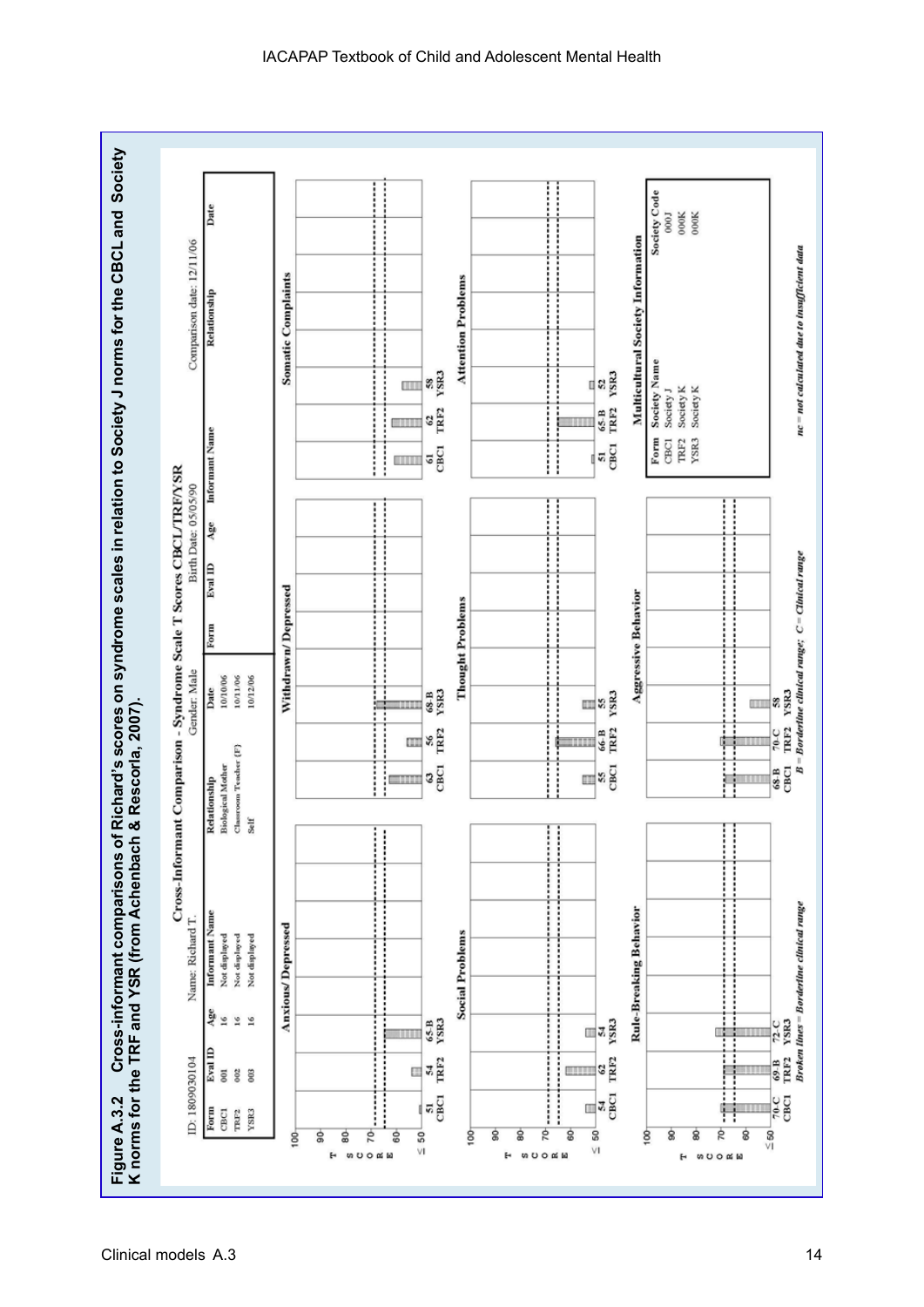**Figure A.3.2 Cross-informant comparisons of Richard's scores on syndrome scales in relation to Society J norms for the CBCL and Society K norms for the TRF and YSR (from Achenbach & Rescorla, 2007).**

## Cross-Informant Comparison - Syndrome Scale T Scores CBCL/TRF/YSR

ID: 1809030104 Name: Richard T. Gender: Male Birth Date: 05/05/90 Comparison date: 12/11/06

| Form | Eval ID | Age | Informant Name | Relationship | Date | Form | Eval ID | Age | Informant Name | Relationship | Date |
|---|---|---|---|---|---|---|---|---|---|---|---|
| CBCL | 001 | 16 | Not displayed | Biological Mother | 10/10/06 | | | | | | |
| TRF2 | 002 | 16 | Not displayed | Classroom Teacher (F) | 10/11/06 | | | | | | |
| YSR3 | 003 | 16 | Not displayed | Self | 10/12/06 | | | | | | |

| Syndrome | CBCL | TRF2 | YSR3 |
|---|---|---|---|
| Anxious/Depressed | 51 | 54 | 65-B |
| Withdrawn/Depressed | 63 | 56 | 68-B |
| Somatic Complaints | 61 | 62 | 58 |
| Social Problems | 54 | 62 | 54 |
| Thought Problems | 55 | 66-B | 55 |
| Attention Problems | 51 | 65-B | 52 |
| Rule-Breaking Behavior | 70-C | 69-B | 72-C |
| Aggressive Behavior | 68-B | 70-C | 58 |

**Multicultural Society Information**

| Form | Society Name | Society Code |
|---|---|---|
| CBCL | Society J | 000J |
| TRF2 | Society K | 000K |
| YSR3 | Society K | 000K |

*Broken lines = Borderline clinical range*  *B = Borderline clinical range; C = Clinical range*  *nc = not calculated due to insufficient data*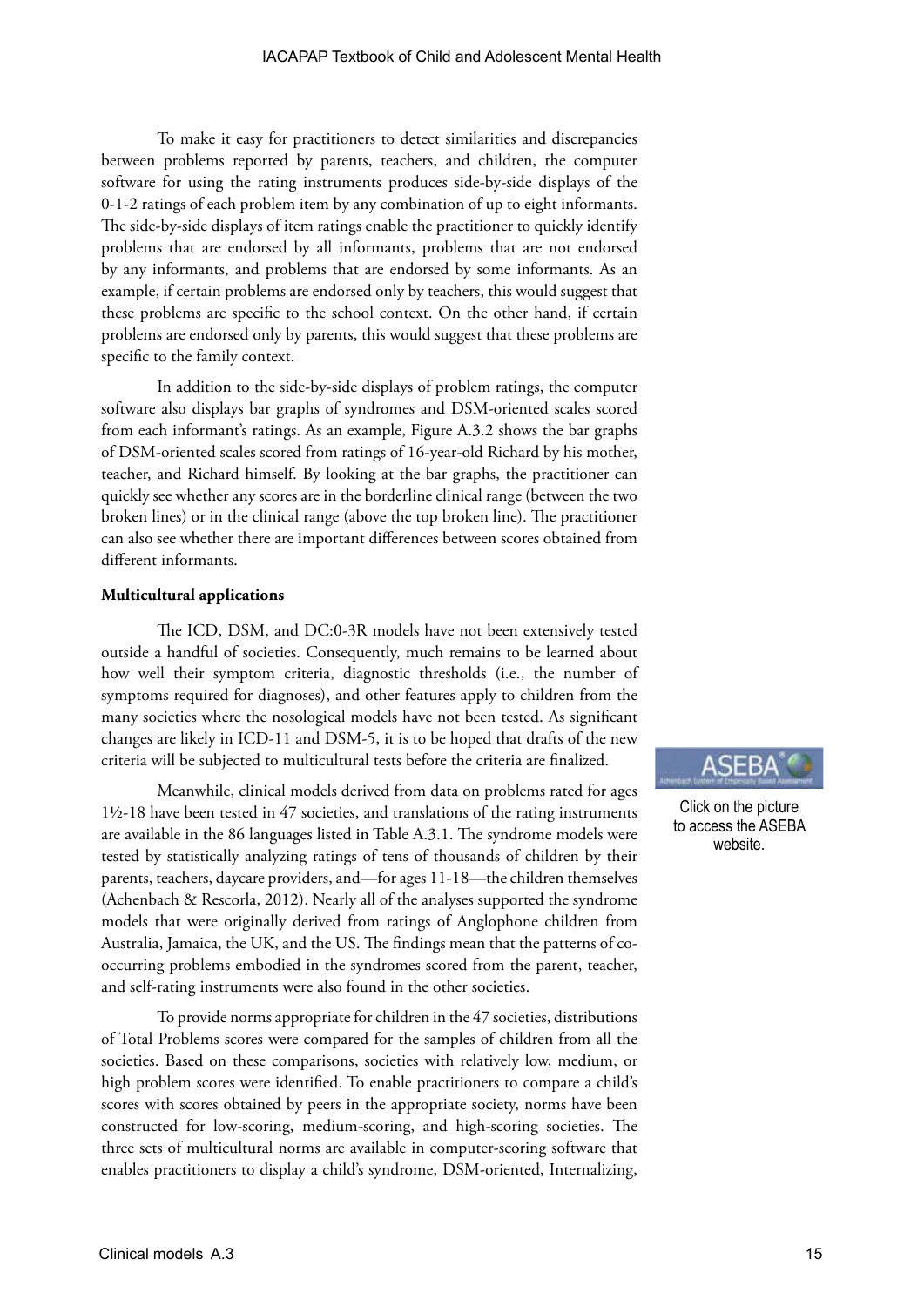To make it easy for practitioners to detect similarities and discrepancies between problems reported by parents, teachers, and children, the computer software for using the rating instruments produces side-by-side displays of the 0-1-2 ratings of each problem item by any combination of up to eight informants. The side-by-side displays of item ratings enable the practitioner to quickly identify problems that are endorsed by all informants, problems that are not endorsed by any informants, and problems that are endorsed by some informants. As an example, if certain problems are endorsed only by teachers, this would suggest that these problems are specific to the school context. On the other hand, if certain problems are endorsed only by parents, this would suggest that these problems are specific to the family context.

In addition to the side-by-side displays of problem ratings, the computer software also displays bar graphs of syndromes and DSM-oriented scales scored from each informant's ratings. As an example, Figure A.3.2 shows the bar graphs of DSM-oriented scales scored from ratings of 16-year-old Richard by his mother, teacher, and Richard himself. By looking at the bar graphs, the practitioner can quickly see whether any scores are in the borderline clinical range (between the two broken lines) or in the clinical range (above the top broken line). The practitioner can also see whether there are important differences between scores obtained from different informants.

**Multicultural applications**

The ICD, DSM, and DC:0-3R models have not been extensively tested outside a handful of societies. Consequently, much remains to be learned about how well their symptom criteria, diagnostic thresholds (i.e., the number of symptoms required for diagnoses), and other features apply to children from the many societies where the nosological models have not been tested. As significant changes are likely in ICD-11 and DSM-5, it is to be hoped that drafts of the new criteria will be subjected to multicultural tests before the criteria are finalized.

Click on the picture to access the ASEBA website.

Meanwhile, clinical models derived from data on problems rated for ages 1½-18 have been tested in 47 societies, and translations of the rating instruments are available in the 86 languages listed in Table A.3.1. The syndrome models were tested by statistically analyzing ratings of tens of thousands of children by their parents, teachers, daycare providers, and—for ages 11-18—the children themselves (Achenbach & Rescorla, 2012). Nearly all of the analyses supported the syndrome models that were originally derived from ratings of Anglophone children from Australia, Jamaica, the UK, and the US. The findings mean that the patterns of co-occurring problems embodied in the syndromes scored from the parent, teacher, and self-rating instruments were also found in the other societies.

To provide norms appropriate for children in the 47 societies, distributions of Total Problems scores were compared for the samples of children from all the societies. Based on these comparisons, societies with relatively low, medium, or high problem scores were identified. To enable practitioners to compare a child's scores with scores obtained by peers in the appropriate society, norms have been constructed for low-scoring, medium-scoring, and high-scoring societies. The three sets of multicultural norms are available in computer-scoring software that enables practitioners to display a child's syndrome, DSM-oriented, Internalizing,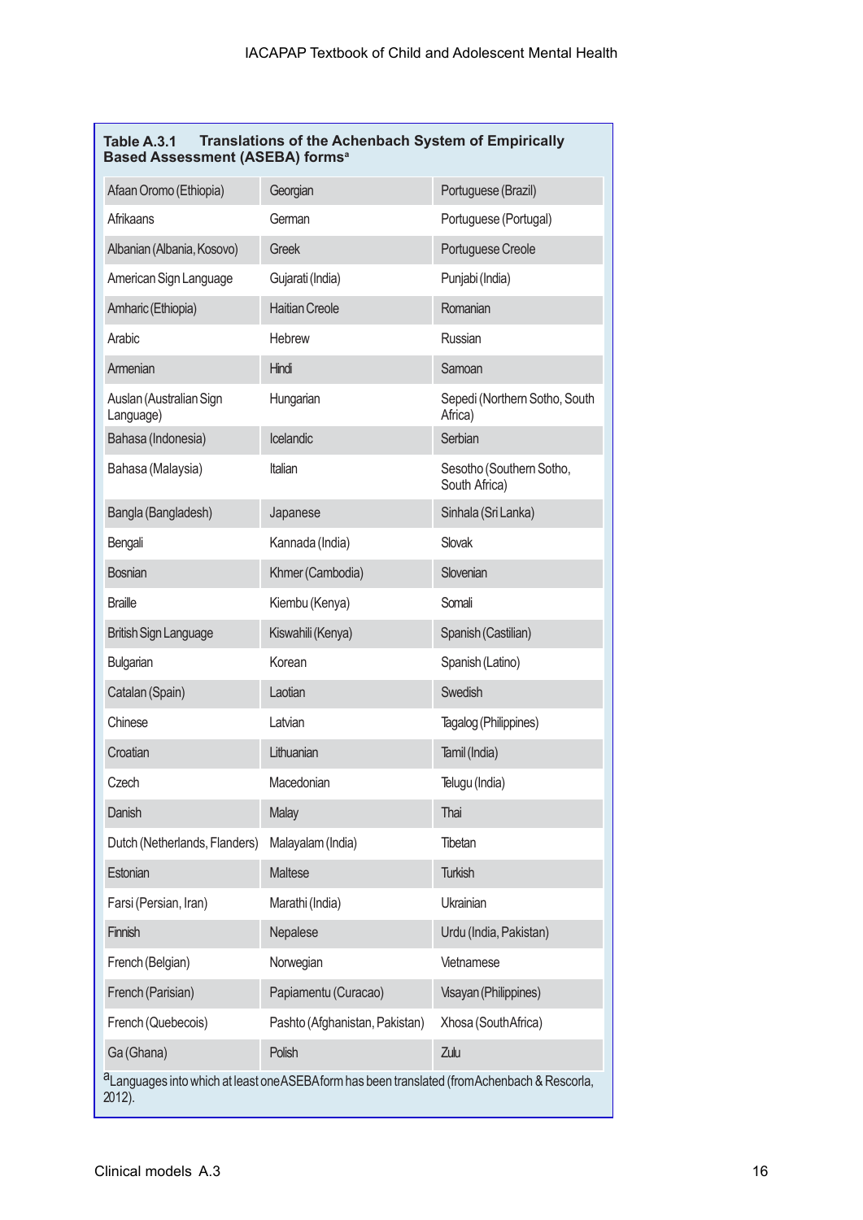**Table A.3.1 Translations of the Achenbach System of Empirically Based Assessment (ASEBA) forms[a]**

| | | |
|---|---|---|
| Afaan Oromo (Ethiopia) | Georgian | Portuguese (Brazil) |
| Afrikaans | German | Portuguese (Portugal) |
| Albanian (Albania, Kosovo) | Greek | Portuguese Creole |
| American Sign Language | Gujarati (India) | Punjabi (India) |
| Amharic (Ethiopia) | Haitian Creole | Romanian |
| Arabic | Hebrew | Russian |
| Armenian | Hindi | Samoan |
| Auslan (Australian Sign Language) | Hungarian | Sepedi (Northern Sotho, South Africa) |
| Bahasa (Indonesia) | Icelandic | Serbian |
| Bahasa (Malaysia) | Italian | Sesotho (Southern Sotho, South Africa) |
| Bangla (Bangladesh) | Japanese | Sinhala (Sri Lanka) |
| Bengali | Kannada (India) | Slovak |
| Bosnian | Khmer (Cambodia) | Slovenian |
| Braille | Kiembu (Kenya) | Somali |
| British Sign Language | Kiswahili (Kenya) | Spanish (Castilian) |
| Bulgarian | Korean | Spanish (Latino) |
| Catalan (Spain) | Laotian | Swedish |
| Chinese | Latvian | Tagalog (Philippines) |
| Croatian | Lithuanian | Tamil (India) |
| Czech | Macedonian | Telugu (India) |
| Danish | Malay | Thai |
| Dutch (Netherlands, Flanders) | Malayalam (India) | Tibetan |
| Estonian | Maltese | Turkish |
| Farsi (Persian, Iran) | Marathi (India) | Ukrainian |
| Finnish | Nepalese | Urdu (India, Pakistan) |
| French (Belgian) | Norwegian | Vietnamese |
| French (Parisian) | Papiamentu (Curacao) | Visayan (Philippines) |
| French (Quebecois) | Pashto (Afghanistan, Pakistan) | Xhosa (South Africa) |
| Ga (Ghana) | Polish | Zulu |

[a]Languages into which at least one ASEBA form has been translated (from Achenbach & Rescorla, 2012).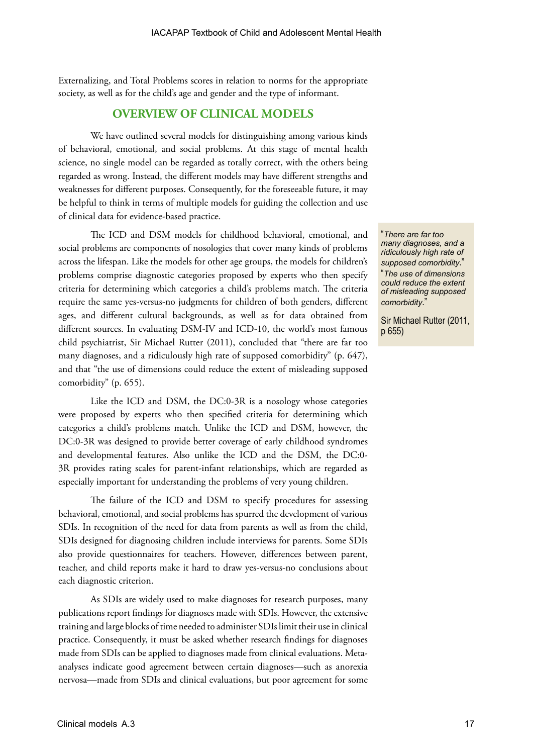Externalizing, and Total Problems scores in relation to norms for the appropriate society, as well as for the child's age and gender and the type of informant.

## OVERVIEW OF CLINICAL MODELS

We have outlined several models for distinguishing among various kinds of behavioral, emotional, and social problems. At this stage of mental health science, no single model can be regarded as totally correct, with the others being regarded as wrong. Instead, the different models may have different strengths and weaknesses for different purposes. Consequently, for the foreseeable future, it may be helpful to think in terms of multiple models for guiding the collection and use of clinical data for evidence-based practice.

The ICD and DSM models for childhood behavioral, emotional, and social problems are components of nosologies that cover many kinds of problems across the lifespan. Like the models for other age groups, the models for children's problems comprise diagnostic categories proposed by experts who then specify criteria for determining which categories a child's problems match. The criteria require the same yes-versus-no judgments for children of both genders, different ages, and different cultural backgrounds, as well as for data obtained from different sources. In evaluating DSM-IV and ICD-10, the world's most famous child psychiatrist, Sir Michael Rutter (2011), concluded that "there are far too many diagnoses, and a ridiculously high rate of supposed comorbidity" (p. 647), and that "the use of dimensions could reduce the extent of misleading supposed comorbidity" (p. 655).

> "*There are far too many diagnoses, and a ridiculously high rate of supposed comorbidity.*"
> "*The use of dimensions could reduce the extent of misleading supposed comorbidity.*"
>
> Sir Michael Rutter (2011, p 655)

Like the ICD and DSM, the DC:0-3R is a nosology whose categories were proposed by experts who then specified criteria for determining which categories a child's problems match. Unlike the ICD and DSM, however, the DC:0-3R was designed to provide better coverage of early childhood syndromes and developmental features. Also unlike the ICD and the DSM, the DC:0-3R provides rating scales for parent-infant relationships, which are regarded as especially important for understanding the problems of very young children.

The failure of the ICD and DSM to specify procedures for assessing behavioral, emotional, and social problems has spurred the development of various SDIs. In recognition of the need for data from parents as well as from the child, SDIs designed for diagnosing children include interviews for parents. Some SDIs also provide questionnaires for teachers. However, differences between parent, teacher, and child reports make it hard to draw yes-versus-no conclusions about each diagnostic criterion.

As SDIs are widely used to make diagnoses for research purposes, many publications report findings for diagnoses made with SDIs. However, the extensive training and large blocks of time needed to administer SDIs limit their use in clinical practice. Consequently, it must be asked whether research findings for diagnoses made from SDIs can be applied to diagnoses made from clinical evaluations. Meta-analyses indicate good agreement between certain diagnoses—such as anorexia nervosa—made from SDIs and clinical evaluations, but poor agreement for some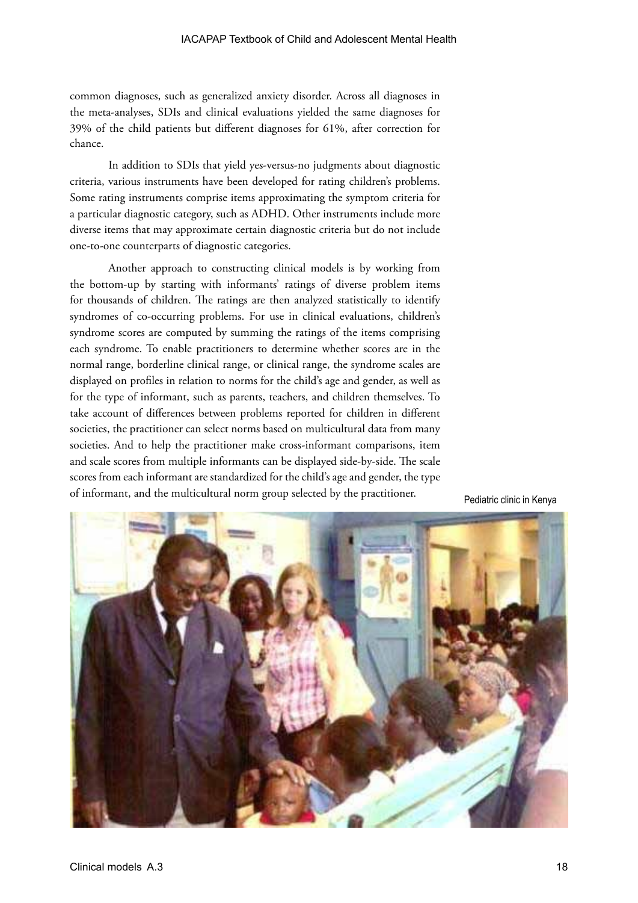common diagnoses, such as generalized anxiety disorder. Across all diagnoses in the meta-analyses, SDIs and clinical evaluations yielded the same diagnoses for 39% of the child patients but different diagnoses for 61%, after correction for chance.

In addition to SDIs that yield yes-versus-no judgments about diagnostic criteria, various instruments have been developed for rating children's problems. Some rating instruments comprise items approximating the symptom criteria for a particular diagnostic category, such as ADHD. Other instruments include more diverse items that may approximate certain diagnostic criteria but do not include one-to-one counterparts of diagnostic categories.

Another approach to constructing clinical models is by working from the bottom-up by starting with informants' ratings of diverse problem items for thousands of children. The ratings are then analyzed statistically to identify syndromes of co-occurring problems. For use in clinical evaluations, children's syndrome scores are computed by summing the ratings of the items comprising each syndrome. To enable practitioners to determine whether scores are in the normal range, borderline clinical range, or clinical range, the syndrome scales are displayed on profiles in relation to norms for the child's age and gender, as well as for the type of informant, such as parents, teachers, and children themselves. To take account of differences between problems reported for children in different societies, the practitioner can select norms based on multicultural data from many societies. And to help the practitioner make cross-informant comparisons, item and scale scores from multiple informants can be displayed side-by-side. The scale scores from each informant are standardized for the child's age and gender, the type of informant, and the multicultural norm group selected by the practitioner.

Pediatric clinic in Kenya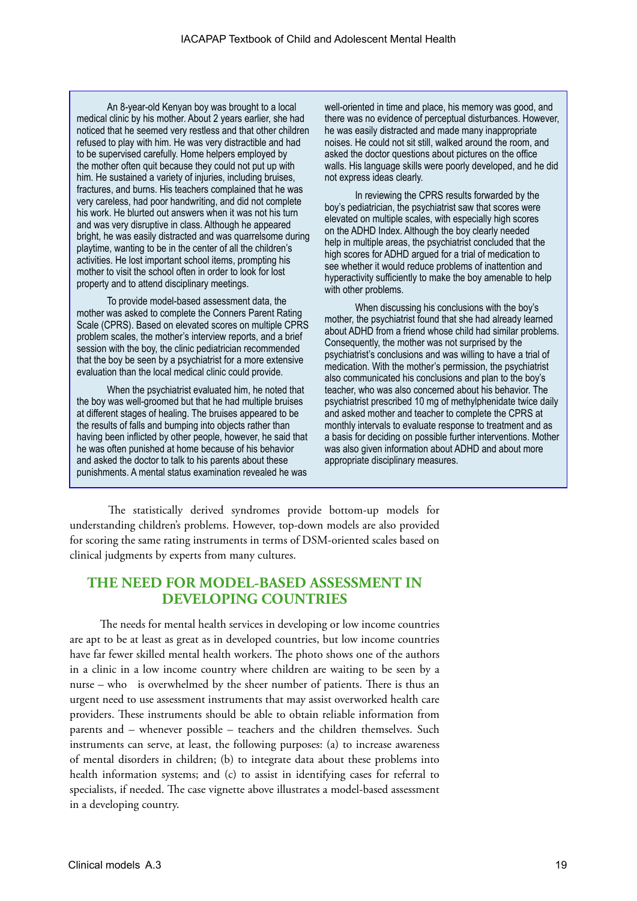An 8-year-old Kenyan boy was brought to a local medical clinic by his mother. About 2 years earlier, she had noticed that he seemed very restless and that other children refused to play with him. He was very distractible and had to be supervised carefully. Home helpers employed by the mother often quit because they could not put up with him. He sustained a variety of injuries, including bruises, fractures, and burns. His teachers complained that he was very careless, had poor handwriting, and did not complete his work. He blurted out answers when it was not his turn and was very disruptive in class. Although he appeared bright, he was easily distracted and was quarrelsome during playtime, wanting to be in the center of all the children's activities. He lost important school items, prompting his mother to visit the school often in order to look for lost property and to attend disciplinary meetings.

To provide model-based assessment data, the mother was asked to complete the Conners Parent Rating Scale (CPRS). Based on elevated scores on multiple CPRS problem scales, the mother's interview reports, and a brief session with the boy, the clinic pediatrician recommended that the boy be seen by a psychiatrist for a more extensive evaluation than the local medical clinic could provide.

When the psychiatrist evaluated him, he noted that the boy was well-groomed but that he had multiple bruises at different stages of healing. The bruises appeared to be the results of falls and bumping into objects rather than having been inflicted by other people, however, he said that he was often punished at home because of his behavior and asked the doctor to talk to his parents about these punishments. A mental status examination revealed he was well-oriented in time and place, his memory was good, and there was no evidence of perceptual disturbances. However, he was easily distracted and made many inappropriate noises. He could not sit still, walked around the room, and asked the doctor questions about pictures on the office walls. His language skills were poorly developed, and he did not express ideas clearly.

In reviewing the CPRS results forwarded by the boy's pediatrician, the psychiatrist saw that scores were elevated on multiple scales, with especially high scores on the ADHD Index. Although the boy clearly needed help in multiple areas, the psychiatrist concluded that the high scores for ADHD argued for a trial of medication to see whether it would reduce problems of inattention and hyperactivity sufficiently to make the boy amenable to help with other problems.

When discussing his conclusions with the boy's mother, the psychiatrist found that she had already learned about ADHD from a friend whose child had similar problems. Consequently, the mother was not surprised by the psychiatrist's conclusions and was willing to have a trial of medication. With the mother's permission, the psychiatrist also communicated his conclusions and plan to the boy's teacher, who was also concerned about his behavior. The psychiatrist prescribed 10 mg of methylphenidate twice daily and asked mother and teacher to complete the CPRS at monthly intervals to evaluate response to treatment and as a basis for deciding on possible further interventions. Mother was also given information about ADHD and about more appropriate disciplinary measures.

The statistically derived syndromes provide bottom-up models for understanding children's problems. However, top-down models are also provided for scoring the same rating instruments in terms of DSM-oriented scales based on clinical judgments by experts from many cultures.

## THE NEED FOR MODEL-BASED ASSESSMENT IN DEVELOPING COUNTRIES

The needs for mental health services in developing or low income countries are apt to be at least as great as in developed countries, but low income countries have far fewer skilled mental health workers. The photo shows one of the authors in a clinic in a low income country where children are waiting to be seen by a nurse – who is overwhelmed by the sheer number of patients. There is thus an urgent need to use assessment instruments that may assist overworked health care providers. These instruments should be able to obtain reliable information from parents and – whenever possible – teachers and the children themselves. Such instruments can serve, at least, the following purposes: (a) to increase awareness of mental disorders in children; (b) to integrate data about these problems into health information systems; and (c) to assist in identifying cases for referral to specialists, if needed. The case vignette above illustrates a model-based assessment in a developing country.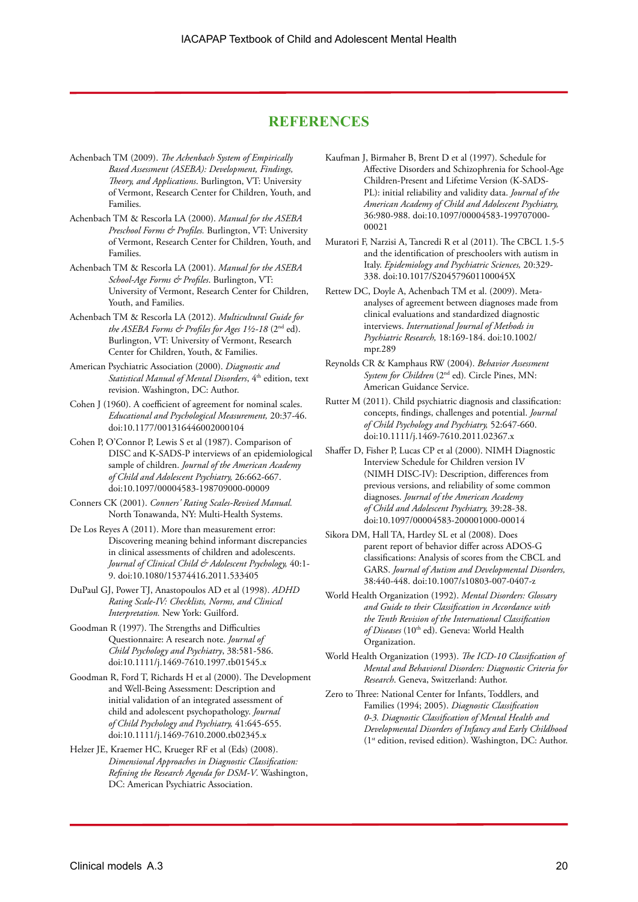## REFERENCES

Achenbach TM (2009). *The Achenbach System of Empirically Based Assessment (ASEBA): Development, Findings, Theory, and Applications*. Burlington, VT: University of Vermont, Research Center for Children, Youth, and Families.

Achenbach TM & Rescorla LA (2000). *Manual for the ASEBA Preschool Forms & Profiles.* Burlington, VT: University of Vermont, Research Center for Children, Youth, and Families.

Achenbach TM & Rescorla LA (2001). *Manual for the ASEBA School-Age Forms & Profiles*. Burlington, VT: University of Vermont, Research Center for Children, Youth, and Families.

Achenbach TM & Rescorla LA (2012). *Multicultural Guide for the ASEBA Forms & Profiles for Ages 1½-18* (2nd ed). Burlington, VT: University of Vermont, Research Center for Children, Youth, & Families.

American Psychiatric Association (2000). *Diagnostic and Statistical Manual of Mental Disorders*, 4th edition, text revision. Washington, DC: Author.

Cohen J (1960). A coefficient of agreement for nominal scales. *Educational and Psychological Measurement,* 20:37-46. doi:10.1177/001316446002000104

Cohen P, O'Connor P, Lewis S et al (1987). Comparison of DISC and K-SADS-P interviews of an epidemiological sample of children. *Journal of the American Academy of Child and Adolescent Psychiatry,* 26:662-667. doi:10.1097/00004583-198709000-00009

Conners CK (2001). *Conners' Rating Scales-Revised Manual.* North Tonawanda, NY: Multi-Health Systems.

De Los Reyes A (2011). More than measurement error: Discovering meaning behind informant discrepancies in clinical assessments of children and adolescents. *Journal of Clinical Child & Adolescent Psychology,* 40:1-9. doi:10.1080/15374416.2011.533405

DuPaul GJ, Power TJ, Anastopoulos AD et al (1998). *ADHD Rating Scale-IV: Checklists, Norms, and Clinical Interpretation.* New York: Guilford.

Goodman R (1997). The Strengths and Difficulties Questionnaire: A research note. *Journal of Child Psychology and Psychiatry*, 38:581-586. doi:10.1111/j.1469-7610.1997.tb01545.x

Goodman R, Ford T, Richards H et al (2000). The Development and Well-Being Assessment: Description and initial validation of an integrated assessment of child and adolescent psychopathology. *Journal of Child Psychology and Psychiatry,* 41:645-655. doi:10.1111/j.1469-7610.2000.tb02345.x

Helzer JE, Kraemer HC, Krueger RF et al (Eds) (2008). *Dimensional Approaches in Diagnostic Classification: Refining the Research Agenda for DSM-V*. Washington, DC: American Psychiatric Association.

Kaufman J, Birmaher B, Brent D et al (1997). Schedule for Affective Disorders and Schizophrenia for School-Age Children-Present and Lifetime Version (K-SADS-PL): initial reliability and validity data. *Journal of the American Academy of Child and Adolescent Psychiatry,* 36:980-988. doi:10.1097/00004583-199707000-00021

Muratori F, Narzisi A, Tancredi R et al (2011). The CBCL 1.5-5 and the identification of preschoolers with autism in Italy. *Epidemiology and Psychiatric Sciences,* 20:329-338. doi:10.1017/S204579601100045X

Rettew DC, Doyle A, Achenbach TM et al. (2009). Meta-analyses of agreement between diagnoses made from clinical evaluations and standardized diagnostic interviews. *International Journal of Methods in Psychiatric Research,* 18:169-184. doi:10.1002/mpr.289

Reynolds CR & Kamphaus RW (2004). *Behavior Assessment System for Children* (2nd ed). Circle Pines, MN: American Guidance Service.

Rutter M (2011). Child psychiatric diagnosis and classification: concepts, findings, challenges and potential. *Journal of Child Psychology and Psychiatry,* 52:647-660. doi:10.1111/j.1469-7610.2011.02367.x

Shaffer D, Fisher P, Lucas CP et al (2000). NIMH Diagnostic Interview Schedule for Children version IV (NIMH DISC-IV): Description, differences from previous versions, and reliability of some common diagnoses. *Journal of the American Academy of Child and Adolescent Psychiatry,* 39:28-38. doi:10.1097/00004583-200001000-00014

Sikora DM, Hall TA, Hartley SL et al (2008). Does parent report of behavior differ across ADOS-G classifications: Analysis of scores from the CBCL and GARS. *Journal of Autism and Developmental Disorders,* 38:440-448. doi:10.1007/s10803-007-0407-z

World Health Organization (1992). *Mental Disorders: Glossary and Guide to their Classification in Accordance with the Tenth Revision of the International Classification of Diseases* (10th ed). Geneva: World Health Organization.

World Health Organization (1993). *The ICD-10 Classification of Mental and Behavioral Disorders: Diagnostic Criteria for Research*. Geneva, Switzerland: Author.

Zero to Three: National Center for Infants, Toddlers, and Families (1994; 2005). *Diagnostic Classification 0-3. Diagnostic Classification of Mental Health and Developmental Disorders of Infancy and Early Childhood* (1st edition, revised edition). Washington, DC: Author.